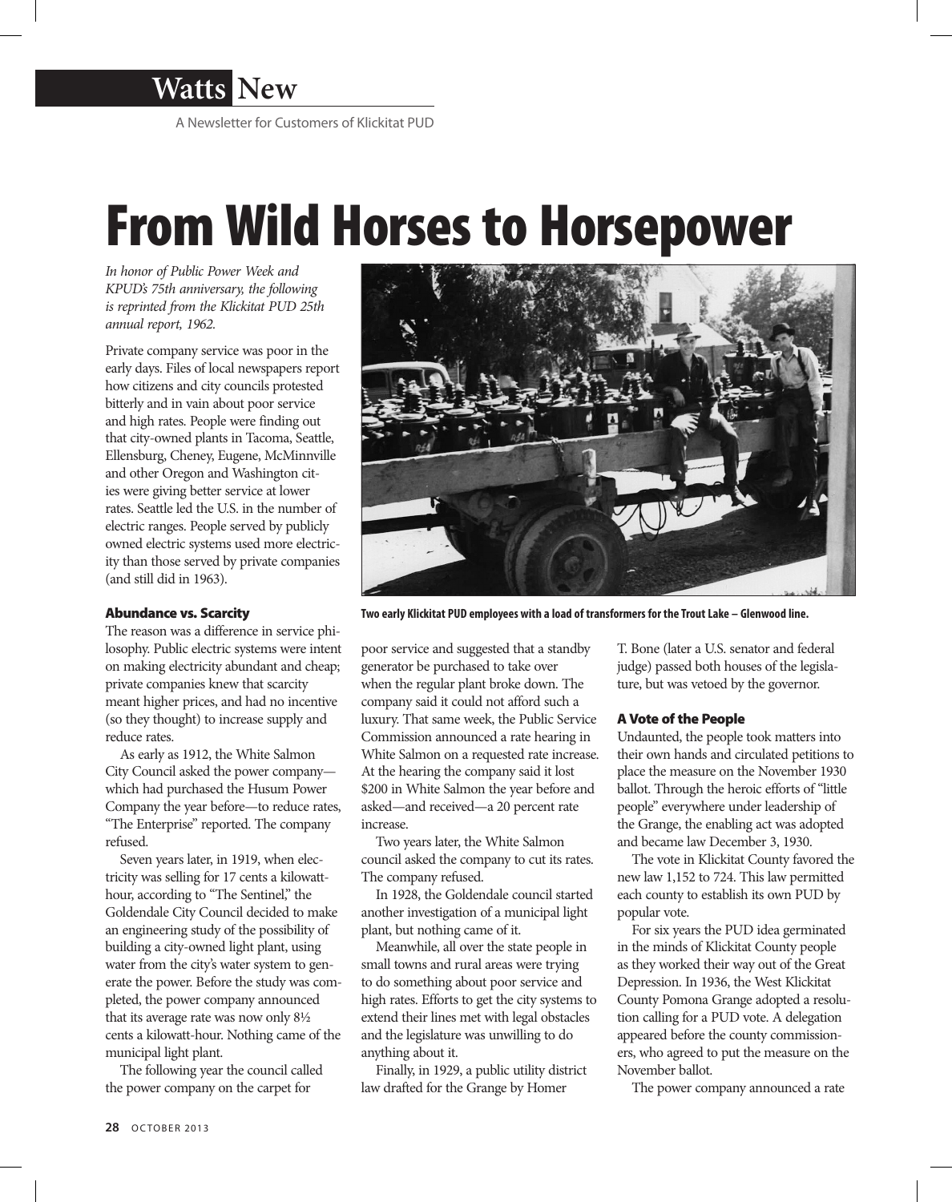# From Wild Horses to Horsepower

*In honor of Public Power Week and KPUD's 75th anniversary, the following is reprinted from the Klickitat PUD 25th annual report, 1962.*

Private company service was poor in the early days. Files of local newspapers report how citizens and city councils protested bitterly and in vain about poor service and high rates. People were finding out that city-owned plants in Tacoma, Seattle, Ellensburg, Cheney, Eugene, McMinnville and other Oregon and Washington cities were giving better service at lower rates. Seattle led the U.S. in the number of electric ranges. People served by publicly owned electric systems used more electricity than those served by private companies (and still did in 1963).

Two early Klickitat PUD employees with a load of transformers for the Trout Lake – Glenwood line.

### Abundance vs. Scarcity

The reason was a difference in service philosophy. Public electric systems were intent on making electricity abundant and cheap; private companies knew that scarcity meant higher prices, and had no incentive (so they thought) to increase supply and reduce rates.

As early as 1912, the White Salmon City Council asked the power company—which had purchased the Husum Power Company the year before—to reduce rates, "The Enterprise" reported. The company refused.

Seven years later, in 1919, when electricity was selling for 17 cents a kilowatt-hour, according to "The Sentinel," the Goldendale City Council decided to make an engineering study of the possibility of building a city-owned light plant, using water from the city's water system to generate the power. Before the study was completed, the power company announced that its average rate was now only 8½ cents a kilowatt-hour. Nothing came of the municipal light plant.

The following year the council called the power company on the carpet for poor service and suggested that a standby generator be purchased to take over when the regular plant broke down. The company said it could not afford such a luxury. That same week, the Public Service Commission announced a rate hearing in White Salmon on a requested rate increase. At the hearing the company said it lost $200 in White Salmon the year before and asked—and received—a 20 percent rate increase.

Two years later, the White Salmon council asked the company to cut its rates. The company refused.

In 1928, the Goldendale council started another investigation of a municipal light plant, but nothing came of it.

Meanwhile, all over the state people in small towns and rural areas were trying to do something about poor service and high rates. Efforts to get the city systems to extend their lines met with legal obstacles and the legislature was unwilling to do anything about it.

Finally, in 1929, a public utility district law drafted for the Grange by Homer T. Bone (later a U.S. senator and federal judge) passed both houses of the legislature, but was vetoed by the governor.

### A Vote of the People

Undaunted, the people took matters into their own hands and circulated petitions to place the measure on the November 1930 ballot. Through the heroic efforts of "little people" everywhere under leadership of the Grange, the enabling act was adopted and became law December 3, 1930.

The vote in Klickitat County favored the new law 1,152 to 724. This law permitted each county to establish its own PUD by popular vote.

For six years the PUD idea germinated in the minds of Klickitat County people as they worked their way out of the Great Depression. In 1936, the West Klickitat County Pomona Grange adopted a resolution calling for a PUD vote. A delegation appeared before the county commissioners, who agreed to put the measure on the November ballot.

The power company announced a rate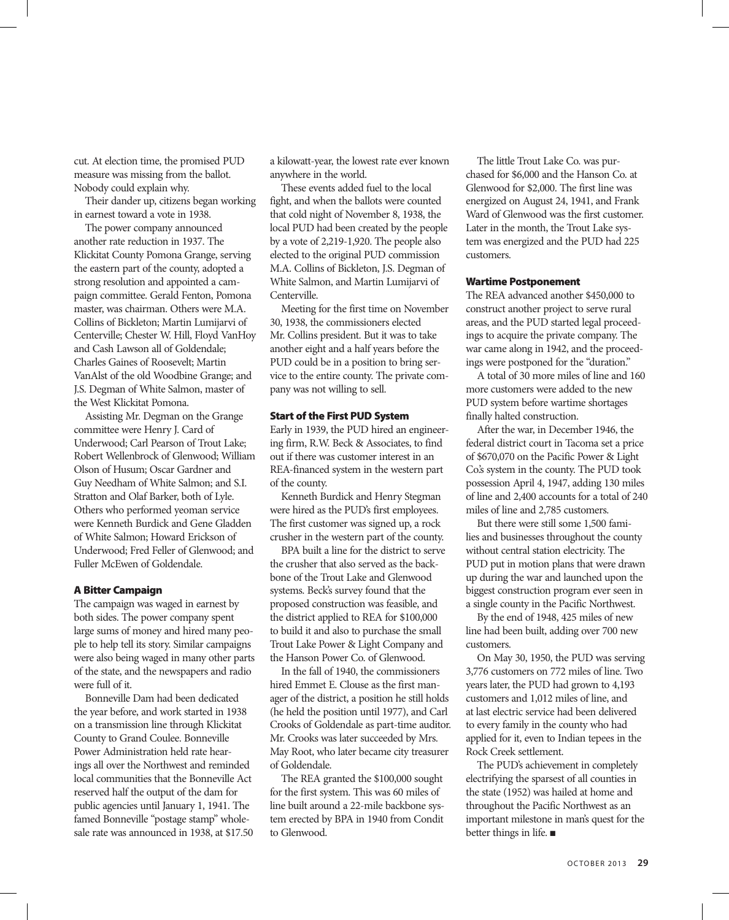cut. At election time, the promised PUD measure was missing from the ballot. Nobody could explain why.

Their dander up, citizens began working in earnest toward a vote in 1938.

The power company announced another rate reduction in 1937. The Klickitat County Pomona Grange, serving the eastern part of the county, adopted a strong resolution and appointed a campaign committee. Gerald Fenton, Pomona master, was chairman. Others were M.A. Collins of Bickleton; Martin Lumijarvi of Centerville; Chester W. Hill, Floyd VanHoy and Cash Lawson all of Goldendale; Charles Gaines of Roosevelt; Martin VanAlst of the old Woodbine Grange; and J.S. Degman of White Salmon, master of the West Klickitat Pomona.

Assisting Mr. Degman on the Grange committee were Henry J. Card of Underwood; Carl Pearson of Trout Lake; Robert Wellenbrock of Glenwood; William Olson of Husum; Oscar Gardner and Guy Needham of White Salmon; and S.I. Stratton and Olaf Barker, both of Lyle. Others who performed yeoman service were Kenneth Burdick and Gene Gladden of White Salmon; Howard Erickson of Underwood; Fred Feller of Glenwood; and Fuller McEwen of Goldendale.

## A Bitter Campaign

The campaign was waged in earnest by both sides. The power company spent large sums of money and hired many people to help tell its story. Similar campaigns were also being waged in many other parts of the state, and the newspapers and radio were full of it.

Bonneville Dam had been dedicated the year before, and work started in 1938 on a transmission line through Klickitat County to Grand Coulee. Bonneville Power Administration held rate hearings all over the Northwest and reminded local communities that the Bonneville Act reserved half the output of the dam for public agencies until January 1, 1941. The famed Bonneville "postage stamp" wholesale rate was announced in 1938, at $17.50 a kilowatt-year, the lowest rate ever known anywhere in the world.

These events added fuel to the local fight, and when the ballots were counted that cold night of November 8, 1938, the local PUD had been created by the people by a vote of 2,219-1,920. The people also elected to the original PUD commission M.A. Collins of Bickleton, J.S. Degman of White Salmon, and Martin Lumijarvi of Centerville.

Meeting for the first time on November 30, 1938, the commissioners elected Mr. Collins president. But it was to take another eight and a half years before the PUD could be in a position to bring service to the entire county. The private company was not willing to sell.

## Start of the First PUD System

Early in 1939, the PUD hired an engineering firm, R.W. Beck & Associates, to find out if there was customer interest in an REA-financed system in the western part of the county.

Kenneth Burdick and Henry Stegman were hired as the PUD's first employees. The first customer was signed up, a rock crusher in the western part of the county.

BPA built a line for the district to serve the crusher that also served as the backbone of the Trout Lake and Glenwood systems. Beck's survey found that the proposed construction was feasible, and the district applied to REA for $100,000 to build it and also to purchase the small Trout Lake Power & Light Company and the Hanson Power Co. of Glenwood.

In the fall of 1940, the commissioners hired Emmet E. Clouse as the first manager of the district, a position he still holds (he held the position until 1977), and Carl Crooks of Goldendale as part-time auditor. Mr. Crooks was later succeeded by Mrs. May Root, who later became city treasurer of Goldendale.

The REA granted the $100,000 sought for the first system. This was 60 miles of line built around a 22-mile backbone system erected by BPA in 1940 from Condit to Glenwood.

The little Trout Lake Co. was purchased for $6,000 and the Hanson Co. at Glenwood for $2,000. The first line was energized on August 24, 1941, and Frank Ward of Glenwood was the first customer. Later in the month, the Trout Lake system was energized and the PUD had 225 customers.

## Wartime Postponement

The REA advanced another $450,000 to construct another project to serve rural areas, and the PUD started legal proceedings to acquire the private company. The war came along in 1942, and the proceedings were postponed for the "duration."

A total of 30 more miles of line and 160 more customers were added to the new PUD system before wartime shortages finally halted construction.

After the war, in December 1946, the federal district court in Tacoma set a price of $670,070 on the Pacific Power & Light Co.'s system in the county. The PUD took possession April 4, 1947, adding 130 miles of line and 2,400 accounts for a total of 240 miles of line and 2,785 customers.

But there were still some 1,500 families and businesses throughout the county without central station electricity. The PUD put in motion plans that were drawn up during the war and launched upon the biggest construction program ever seen in a single county in the Pacific Northwest.

By the end of 1948, 425 miles of new line had been built, adding over 700 new customers.

On May 30, 1950, the PUD was serving 3,776 customers on 772 miles of line. Two years later, the PUD had grown to 4,193 customers and 1,012 miles of line, and at last electric service had been delivered to every family in the county who had applied for it, even to Indian tepees in the Rock Creek settlement.

The PUD's achievement in completely electrifying the sparsest of all counties in the state (1952) was hailed at home and throughout the Pacific Northwest as an important milestone in man's quest for the better things in life. ■